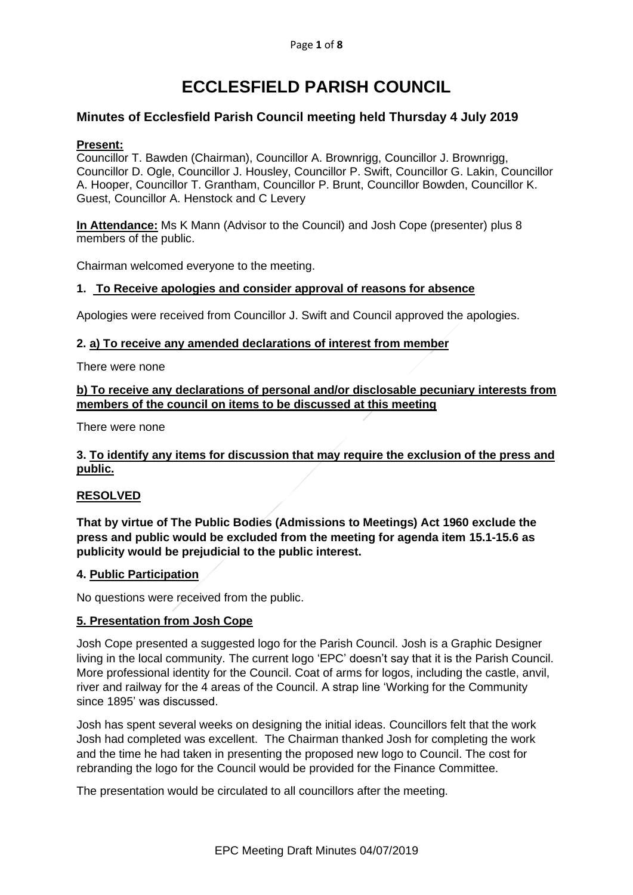# ECCLESFIELD PARISH COUNCIL

## Minutes of Ecclesfield Parish Council meeting held Thursday 4 July 2019

**Present:**
Councillor T. Bawden (Chairman), Councillor A. Brownrigg, Councillor J. Brownrigg, Councillor D. Ogle, Councillor J. Housley, Councillor P. Swift, Councillor G. Lakin, Councillor A. Hooper, Councillor T. Grantham, Councillor P. Brunt, Councillor Bowden, Councillor K. Guest, Councillor A. Henstock and C Levery

**In Attendance:** Ms K Mann (Advisor to the Council) and Josh Cope (presenter) plus 8 members of the public.

Chairman welcomed everyone to the meeting.

### 1. To Receive apologies and consider approval of reasons for absence

Apologies were received from Councillor J. Swift and Council approved the apologies.

### 2. a) To receive any amended declarations of interest from member

There were none

### b) To receive any declarations of personal and/or disclosable pecuniary interests from members of the council on items to be discussed at this meeting

There were none

### 3. To identify any items for discussion that may require the exclusion of the press and public.

**RESOLVED**

**That by virtue of The Public Bodies (Admissions to Meetings) Act 1960 exclude the press and public would be excluded from the meeting for agenda item 15.1-15.6 as publicity would be prejudicial to the public interest.**

### 4. Public Participation

No questions were received from the public.

### 5. Presentation from Josh Cope

Josh Cope presented a suggested logo for the Parish Council. Josh is a Graphic Designer living in the local community. The current logo 'EPC' doesn't say that it is the Parish Council. More professional identity for the Council. Coat of arms for logos, including the castle, anvil, river and railway for the 4 areas of the Council. A strap line 'Working for the Community since 1895' was discussed.

Josh has spent several weeks on designing the initial ideas. Councillors felt that the work Josh had completed was excellent. The Chairman thanked Josh for completing the work and the time he had taken in presenting the proposed new logo to Council. The cost for rebranding the logo for the Council would be provided for the Finance Committee.

The presentation would be circulated to all councillors after the meeting.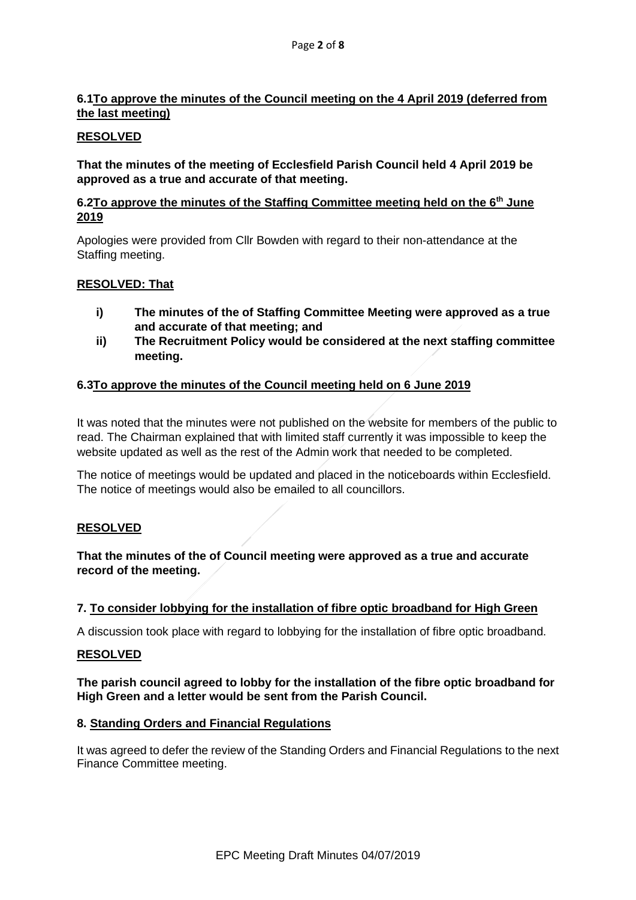**6.1 To approve the minutes of the Council meeting on the 4 April 2019 (deferred from the last meeting)**

**RESOLVED**

**That the minutes of the meeting of Ecclesfield Parish Council held 4 April 2019 be approved as a true and accurate of that meeting.**

**6.2 To approve the minutes of the Staffing Committee meeting held on the 6th June 2019**

Apologies were provided from Cllr Bowden with regard to their non-attendance at the Staffing meeting.

**RESOLVED: That**

- **i) The minutes of the of Staffing Committee Meeting were approved as a true and accurate of that meeting; and**
- **ii) The Recruitment Policy would be considered at the next staffing committee meeting.**

**6.3 To approve the minutes of the Council meeting held on 6 June 2019**

It was noted that the minutes were not published on the website for members of the public to read. The Chairman explained that with limited staff currently it was impossible to keep the website updated as well as the rest of the Admin work that needed to be completed.

The notice of meetings would be updated and placed in the noticeboards within Ecclesfield. The notice of meetings would also be emailed to all councillors.

**RESOLVED**

**That the minutes of the of Council meeting were approved as a true and accurate record of the meeting.**

**7. To consider lobbying for the installation of fibre optic broadband for High Green**

A discussion took place with regard to lobbying for the installation of fibre optic broadband.

**RESOLVED**

**The parish council agreed to lobby for the installation of the fibre optic broadband for High Green and a letter would be sent from the Parish Council.**

**8. Standing Orders and Financial Regulations**

It was agreed to defer the review of the Standing Orders and Financial Regulations to the next Finance Committee meeting.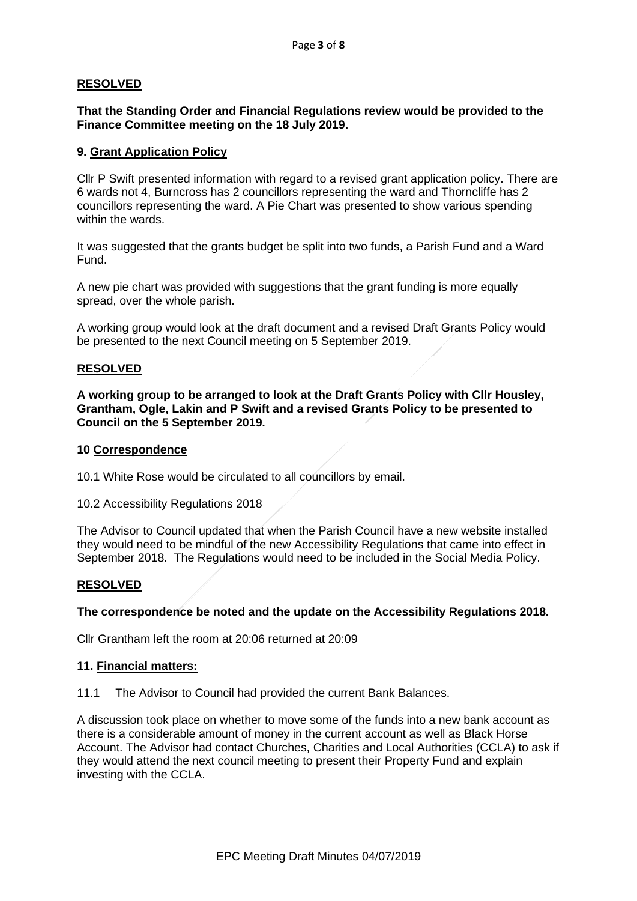**RESOLVED**

**That the Standing Order and Financial Regulations review would be provided to the Finance Committee meeting on the 18 July 2019.**

**9. Grant Application Policy**

Cllr P Swift presented information with regard to a revised grant application policy. There are 6 wards not 4, Burncross has 2 councillors representing the ward and Thorncliffe has 2 councillors representing the ward. A Pie Chart was presented to show various spending within the wards.

It was suggested that the grants budget be split into two funds, a Parish Fund and a Ward Fund.

A new pie chart was provided with suggestions that the grant funding is more equally spread, over the whole parish.

A working group would look at the draft document and a revised Draft Grants Policy would be presented to the next Council meeting on 5 September 2019.

**RESOLVED**

**A working group to be arranged to look at the Draft Grants Policy with Cllr Housley, Grantham, Ogle, Lakin and P Swift and a revised Grants Policy to be presented to Council on the 5 September 2019.**

**10 Correspondence**

10.1 White Rose would be circulated to all councillors by email.

10.2 Accessibility Regulations 2018

The Advisor to Council updated that when the Parish Council have a new website installed they would need to be mindful of the new Accessibility Regulations that came into effect in September 2018. The Regulations would need to be included in the Social Media Policy.

**RESOLVED**

**The correspondence be noted and the update on the Accessibility Regulations 2018.**

Cllr Grantham left the room at 20:06 returned at 20:09

**11. Financial matters:**

11.1 The Advisor to Council had provided the current Bank Balances.

A discussion took place on whether to move some of the funds into a new bank account as there is a considerable amount of money in the current account as well as Black Horse Account. The Advisor had contact Churches, Charities and Local Authorities (CCLA) to ask if they would attend the next council meeting to present their Property Fund and explain investing with the CCLA.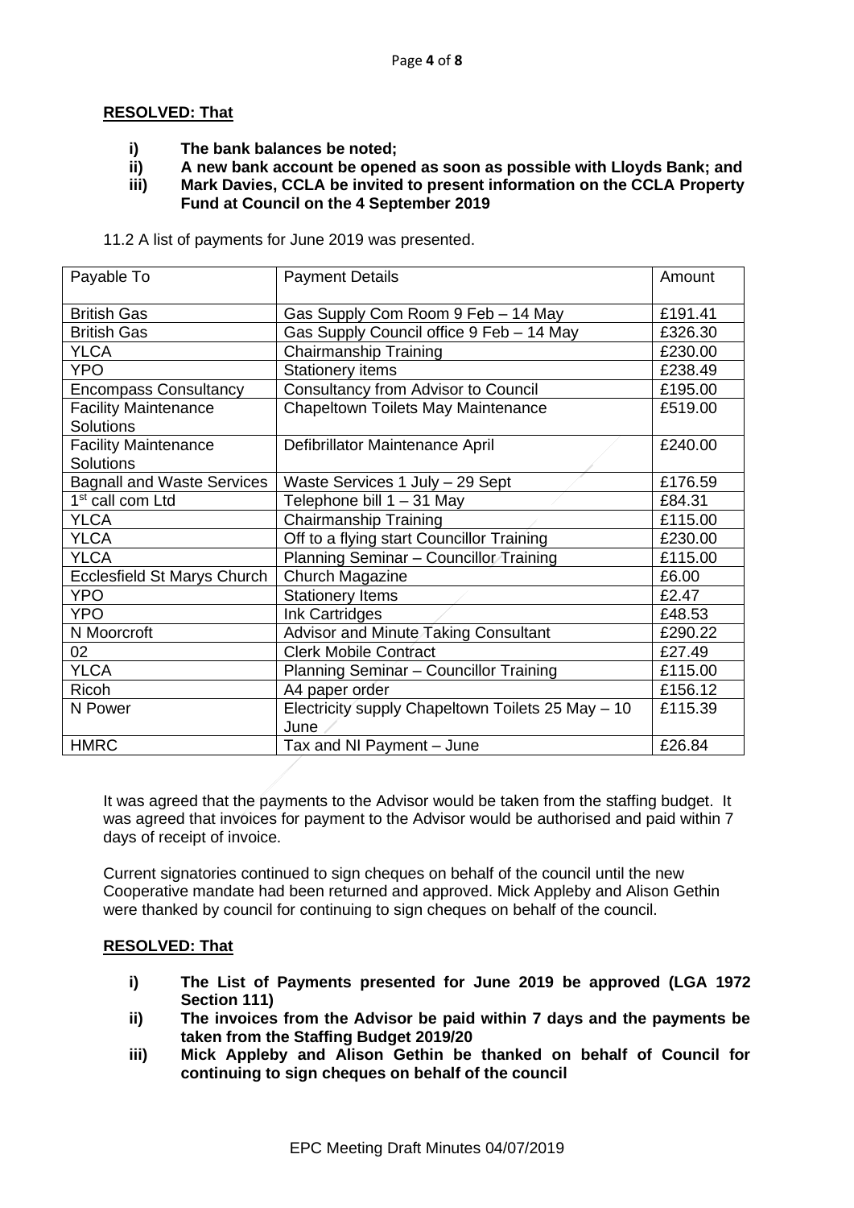**RESOLVED: That**

- **i) The bank balances be noted;**
- **ii) A new bank account be opened as soon as possible with Lloyds Bank; and**
- **iii) Mark Davies, CCLA be invited to present information on the CCLA Property Fund at Council on the 4 September 2019**

11.2 A list of payments for June 2019 was presented.

| Payable To | Payment Details | Amount |
|---|---|---|
| British Gas | Gas Supply Com Room 9 Feb – 14 May | £191.41 |
| British Gas | Gas Supply Council office 9 Feb – 14 May | £326.30 |
| YLCA | Chairmanship Training | £230.00 |
| YPO | Stationery items | £238.49 |
| Encompass Consultancy | Consultancy from Advisor to Council | £195.00 |
| Facility Maintenance Solutions | Chapeltown Toilets May Maintenance | £519.00 |
| Facility Maintenance Solutions | Defibrillator Maintenance April | £240.00 |
| Bagnall and Waste Services | Waste Services 1 July – 29 Sept | £176.59 |
| 1st call com Ltd | Telephone bill 1 – 31 May | £84.31 |
| YLCA | Chairmanship Training | £115.00 |
| YLCA | Off to a flying start Councillor Training | £230.00 |
| YLCA | Planning Seminar – Councillor Training | £115.00 |
| Ecclesfield St Marys Church | Church Magazine | £6.00 |
| YPO | Stationery Items | £2.47 |
| YPO | Ink Cartridges | £48.53 |
| N Moorcroft | Advisor and Minute Taking Consultant | £290.22 |
| 02 | Clerk Mobile Contract | £27.49 |
| YLCA | Planning Seminar – Councillor Training | £115.00 |
| Ricoh | A4 paper order | £156.12 |
| N Power | Electricity supply Chapeltown Toilets 25 May – 10 June | £115.39 |
| HMRC | Tax and NI Payment – June | £26.84 |

It was agreed that the payments to the Advisor would be taken from the staffing budget. It was agreed that invoices for payment to the Advisor would be authorised and paid within 7 days of receipt of invoice.

Current signatories continued to sign cheques on behalf of the council until the new Cooperative mandate had been returned and approved. Mick Appleby and Alison Gethin were thanked by council for continuing to sign cheques on behalf of the council.

**RESOLVED: That**

- **i) The List of Payments presented for June 2019 be approved (LGA 1972 Section 111)**
- **ii) The invoices from the Advisor be paid within 7 days and the payments be taken from the Staffing Budget 2019/20**
- **iii) Mick Appleby and Alison Gethin be thanked on behalf of Council for continuing to sign cheques on behalf of the council**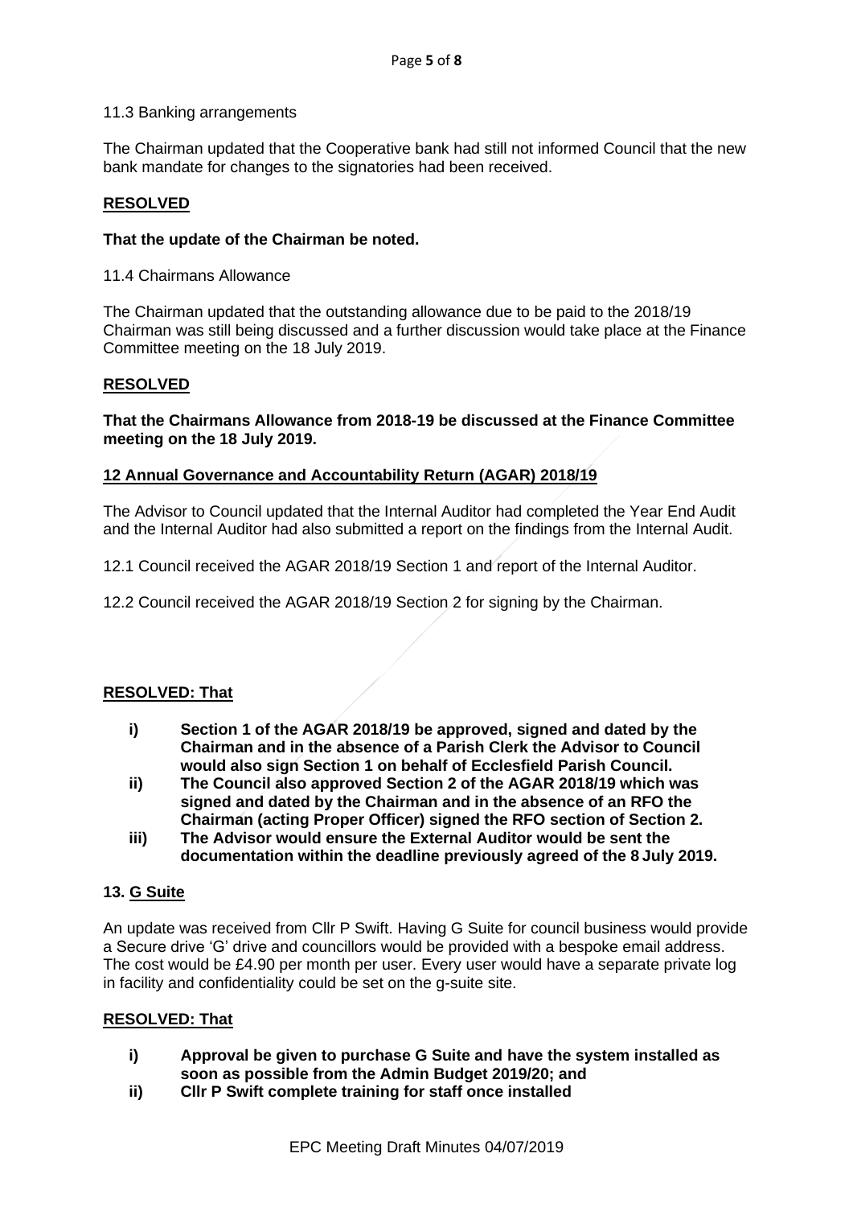11.3 Banking arrangements

The Chairman updated that the Cooperative bank had still not informed Council that the new bank mandate for changes to the signatories had been received.

**RESOLVED**

**That the update of the Chairman be noted.**

11.4 Chairmans Allowance

The Chairman updated that the outstanding allowance due to be paid to the 2018/19 Chairman was still being discussed and a further discussion would take place at the Finance Committee meeting on the 18 July 2019.

**RESOLVED**

**That the Chairmans Allowance from 2018-19 be discussed at the Finance Committee meeting on the 18 July 2019.**

**12 Annual Governance and Accountability Return (AGAR) 2018/19**

The Advisor to Council updated that the Internal Auditor had completed the Year End Audit and the Internal Auditor had also submitted a report on the findings from the Internal Audit.

12.1 Council received the AGAR 2018/19 Section 1 and report of the Internal Auditor.

12.2 Council received the AGAR 2018/19 Section 2 for signing by the Chairman.

**RESOLVED: That**

- **i) Section 1 of the AGAR 2018/19 be approved, signed and dated by the Chairman and in the absence of a Parish Clerk the Advisor to Council would also sign Section 1 on behalf of Ecclesfield Parish Council.**
- **ii) The Council also approved Section 2 of the AGAR 2018/19 which was signed and dated by the Chairman and in the absence of an RFO the Chairman (acting Proper Officer) signed the RFO section of Section 2.**
- **iii) The Advisor would ensure the External Auditor would be sent the documentation within the deadline previously agreed of the 8 July 2019.**

**13. G Suite**

An update was received from Cllr P Swift. Having G Suite for council business would provide a Secure drive 'G' drive and councillors would be provided with a bespoke email address. The cost would be £4.90 per month per user. Every user would have a separate private log in facility and confidentiality could be set on the g-suite site.

**RESOLVED: That**

- **i) Approval be given to purchase G Suite and have the system installed as soon as possible from the Admin Budget 2019/20; and**
- **ii) Cllr P Swift complete training for staff once installed**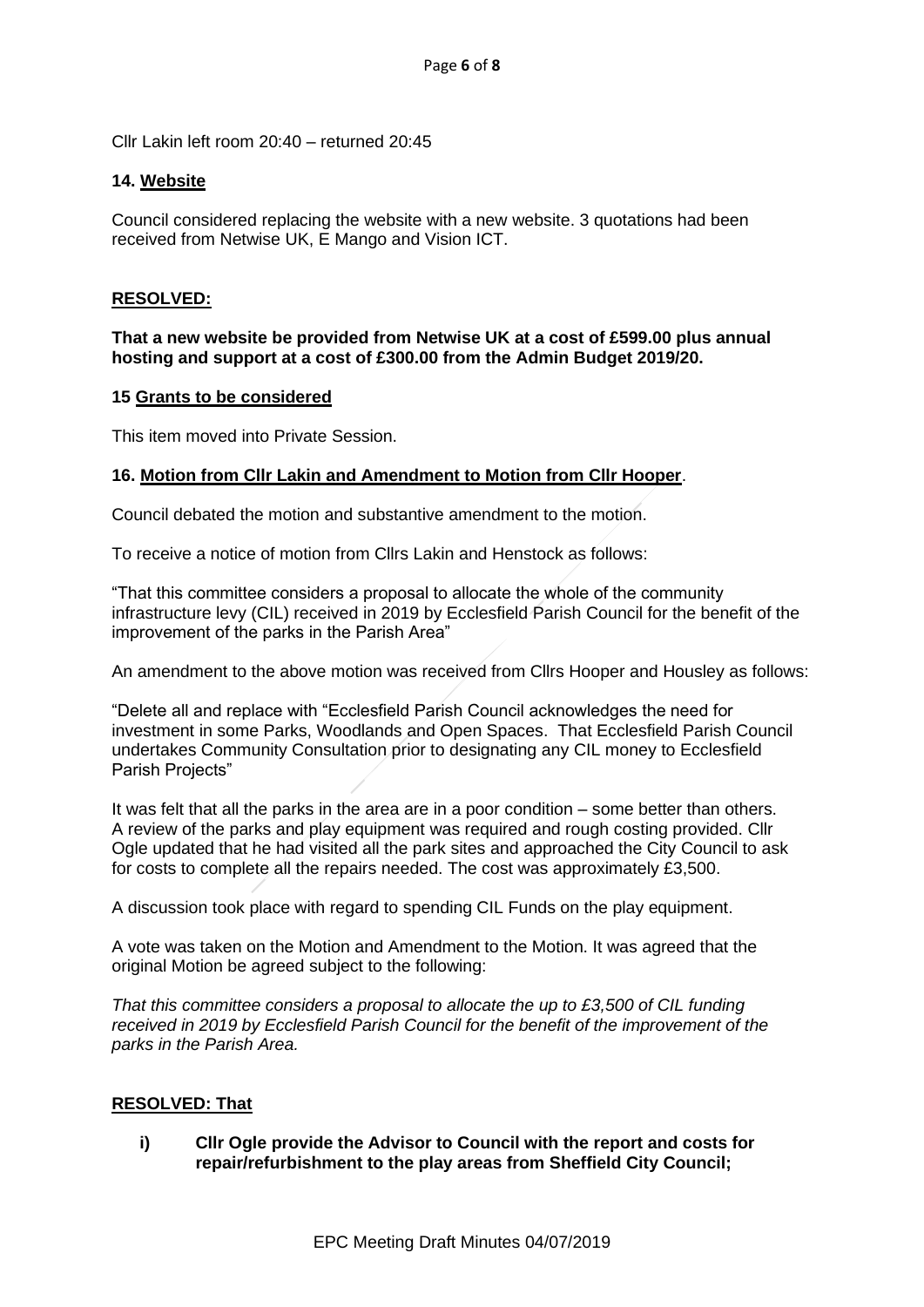Cllr Lakin left room 20:40 – returned 20:45

## 14. Website

Council considered replacing the website with a new website. 3 quotations had been received from Netwise UK, E Mango and Vision ICT.

**RESOLVED:**

**That a new website be provided from Netwise UK at a cost of £599.00 plus annual hosting and support at a cost of £300.00 from the Admin Budget 2019/20.**

## 15 Grants to be considered

This item moved into Private Session.

## 16. Motion from Cllr Lakin and Amendment to Motion from Cllr Hooper.

Council debated the motion and substantive amendment to the motion.

To receive a notice of motion from Cllrs Lakin and Henstock as follows:

"That this committee considers a proposal to allocate the whole of the community infrastructure levy (CIL) received in 2019 by Ecclesfield Parish Council for the benefit of the improvement of the parks in the Parish Area"

An amendment to the above motion was received from Cllrs Hooper and Housley as follows:

"Delete all and replace with "Ecclesfield Parish Council acknowledges the need for investment in some Parks, Woodlands and Open Spaces. That Ecclesfield Parish Council undertakes Community Consultation prior to designating any CIL money to Ecclesfield Parish Projects"

It was felt that all the parks in the area are in a poor condition – some better than others. A review of the parks and play equipment was required and rough costing provided. Cllr Ogle updated that he had visited all the park sites and approached the City Council to ask for costs to complete all the repairs needed. The cost was approximately £3,500.

A discussion took place with regard to spending CIL Funds on the play equipment.

A vote was taken on the Motion and Amendment to the Motion. It was agreed that the original Motion be agreed subject to the following:

*That this committee considers a proposal to allocate the up to £3,500 of CIL funding received in 2019 by Ecclesfield Parish Council for the benefit of the improvement of the parks in the Parish Area.*

**RESOLVED: That**

i) **Cllr Ogle provide the Advisor to Council with the report and costs for repair/refurbishment to the play areas from Sheffield City Council;**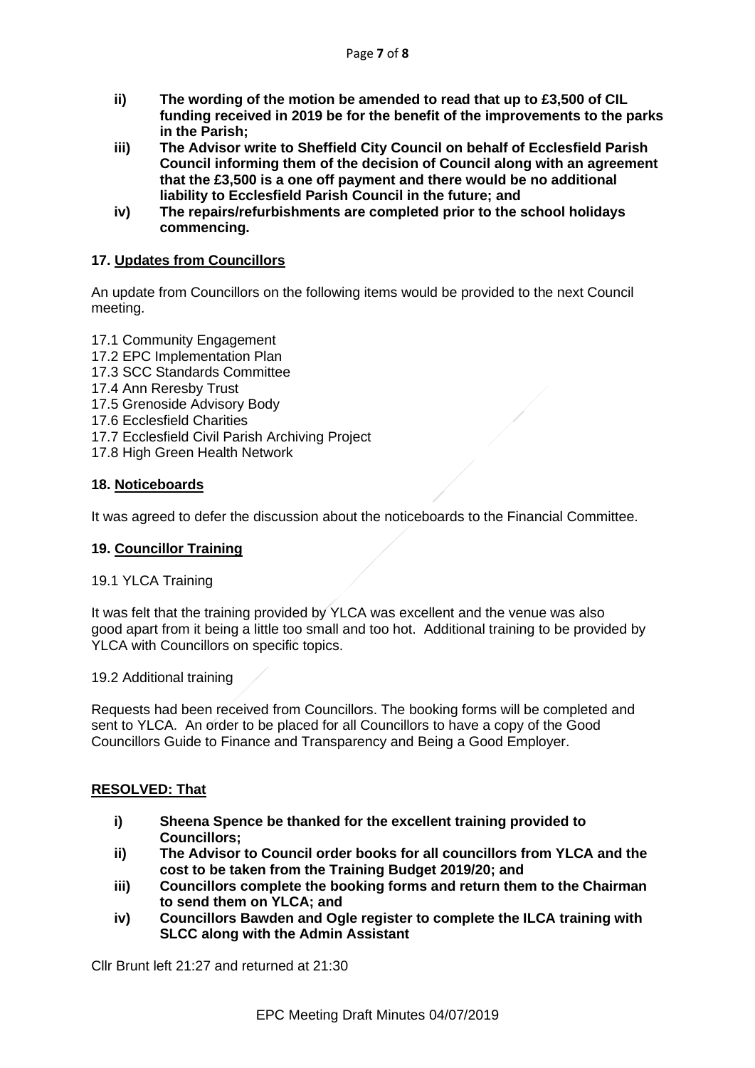- **ii) The wording of the motion be amended to read that up to £3,500 of CIL funding received in 2019 be for the benefit of the improvements to the parks in the Parish;**
- **iii) The Advisor write to Sheffield City Council on behalf of Ecclesfield Parish Council informing them of the decision of Council along with an agreement that the £3,500 is a one off payment and there would be no additional liability to Ecclesfield Parish Council in the future; and**
- **iv) The repairs/refurbishments are completed prior to the school holidays commencing.**

## 17. Updates from Councillors

An update from Councillors on the following items would be provided to the next Council meeting.

17.1 Community Engagement
17.2 EPC Implementation Plan
17.3 SCC Standards Committee
17.4 Ann Reresby Trust
17.5 Grenoside Advisory Body
17.6 Ecclesfield Charities
17.7 Ecclesfield Civil Parish Archiving Project
17.8 High Green Health Network

## 18. Noticeboards

It was agreed to defer the discussion about the noticeboards to the Financial Committee.

## 19. Councillor Training

19.1 YLCA Training

It was felt that the training provided by YLCA was excellent and the venue was also good apart from it being a little too small and too hot. Additional training to be provided by YLCA with Councillors on specific topics.

19.2 Additional training

Requests had been received from Councillors. The booking forms will be completed and sent to YLCA. An order to be placed for all Councillors to have a copy of the Good Councillors Guide to Finance and Transparency and Being a Good Employer.

**RESOLVED: That**

- **i) Sheena Spence be thanked for the excellent training provided to Councillors;**
- **ii) The Advisor to Council order books for all councillors from YLCA and the cost to be taken from the Training Budget 2019/20; and**
- **iii) Councillors complete the booking forms and return them to the Chairman to send them on YLCA; and**
- **iv) Councillors Bawden and Ogle register to complete the ILCA training with SLCC along with the Admin Assistant**

Cllr Brunt left 21:27 and returned at 21:30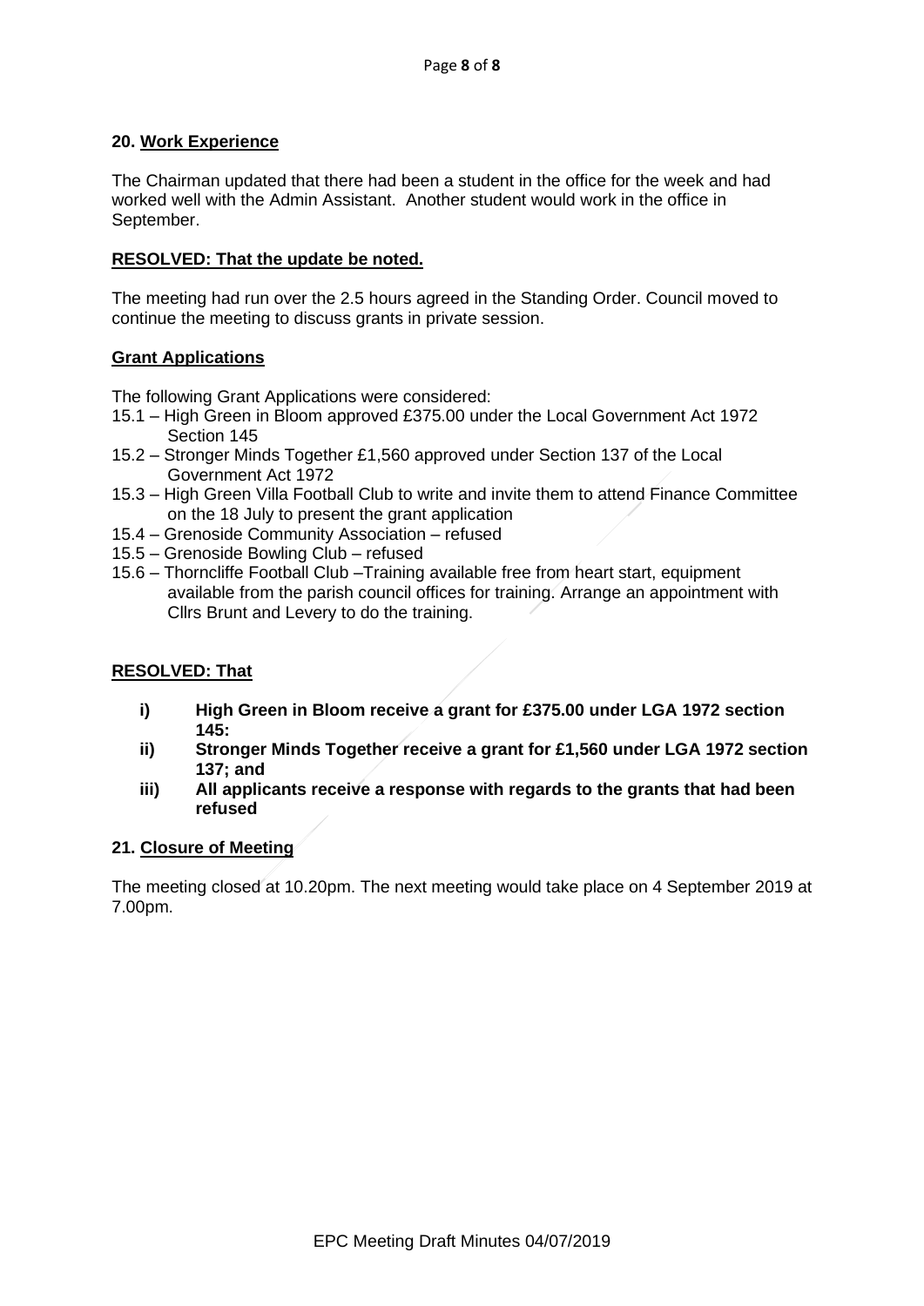**20. Work Experience**

The Chairman updated that there had been a student in the office for the week and had worked well with the Admin Assistant. Another student would work in the office in September.

**RESOLVED: That the update be noted.**

The meeting had run over the 2.5 hours agreed in the Standing Order. Council moved to continue the meeting to discuss grants in private session.

**Grant Applications**

The following Grant Applications were considered:

15.1 – High Green in Bloom approved £375.00 under the Local Government Act 1972 Section 145

15.2 – Stronger Minds Together £1,560 approved under Section 137 of the Local Government Act 1972

15.3 – High Green Villa Football Club to write and invite them to attend Finance Committee on the 18 July to present the grant application

15.4 – Grenoside Community Association – refused

15.5 – Grenoside Bowling Club – refused

15.6 – Thorncliffe Football Club –Training available free from heart start, equipment available from the parish council offices for training. Arrange an appointment with Cllrs Brunt and Levery to do the training.

**RESOLVED: That**

- **i) High Green in Bloom receive a grant for £375.00 under LGA 1972 section 145:**
- **ii) Stronger Minds Together receive a grant for £1,560 under LGA 1972 section 137; and**
- **iii) All applicants receive a response with regards to the grants that had been refused**

**21. Closure of Meeting**

The meeting closed at 10.20pm. The next meeting would take place on 4 September 2019 at 7.00pm.